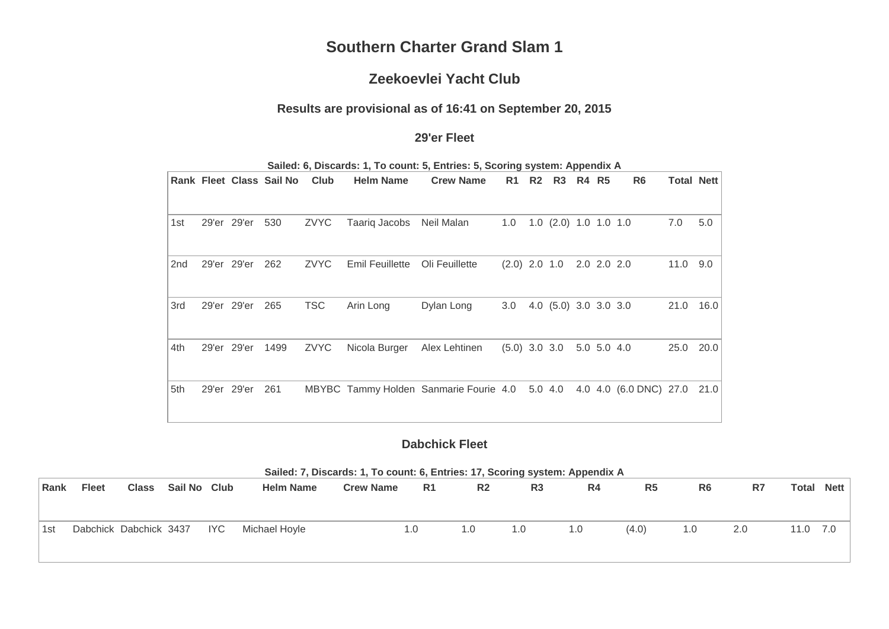# Southern Charter Grand Slam 1

## Zeekoevlei Yacht Club

### Results are provisional as of 16:41 on September 20, 2015

### 29'er Fleet

**Sailed: 6, Discards: 1, To count: 5, Entries: 5, Scoring system: Appendix A**

| Rank | Fleet | Class | Sail No | Club | Helm Name | Crew Name | R1 | R2 | R3 | R4 | R5 | R6 | Total | Nett |
|---|---|---|---|---|---|---|---|---|---|---|---|---|---|---|
| 1st | 29'er | 29'er | 530 | ZVYC | Taariq Jacobs | Neil Malan | 1.0 | 1.0 | (2.0) | 1.0 | 1.0 | 1.0 | 7.0 | 5.0 |
| 2nd | 29'er | 29'er | 262 | ZVYC | Emil Feuillette | Oli Feuillette | (2.0) | 2.0 | 1.0 | 2.0 | 2.0 | 2.0 | 11.0 | 9.0 |
| 3rd | 29'er | 29'er | 265 | TSC | Arin Long | Dylan Long | 3.0 | 4.0 | (5.0) | 3.0 | 3.0 | 3.0 | 21.0 | 16.0 |
| 4th | 29'er | 29'er | 1499 | ZVYC | Nicola Burger | Alex Lehtinen | (5.0) | 3.0 | 3.0 | 5.0 | 5.0 | 4.0 | 25.0 | 20.0 |
| 5th | 29'er | 29'er | 261 | MBYBC | Tammy Holden | Sanmarie Fourie | 4.0 | 5.0 | 4.0 | 4.0 | 4.0 | (6.0 DNC) | 27.0 | 21.0 |

### Dabchick Fleet

**Sailed: 7, Discards: 1, To count: 6, Entries: 17, Scoring system: Appendix A**

| Rank | Fleet | Class | Sail No | Club | Helm Name | Crew Name | R1 | R2 | R3 | R4 | R5 | R6 | R7 | Total | Nett |
|---|---|---|---|---|---|---|---|---|---|---|---|---|---|---|---|
| 1st | Dabchick | Dabchick | 3437 | IYC | Michael Hoyle | | 1.0 | 1.0 | 1.0 | 1.0 | (4.0) | 1.0 | 2.0 | 11.0 | 7.0 |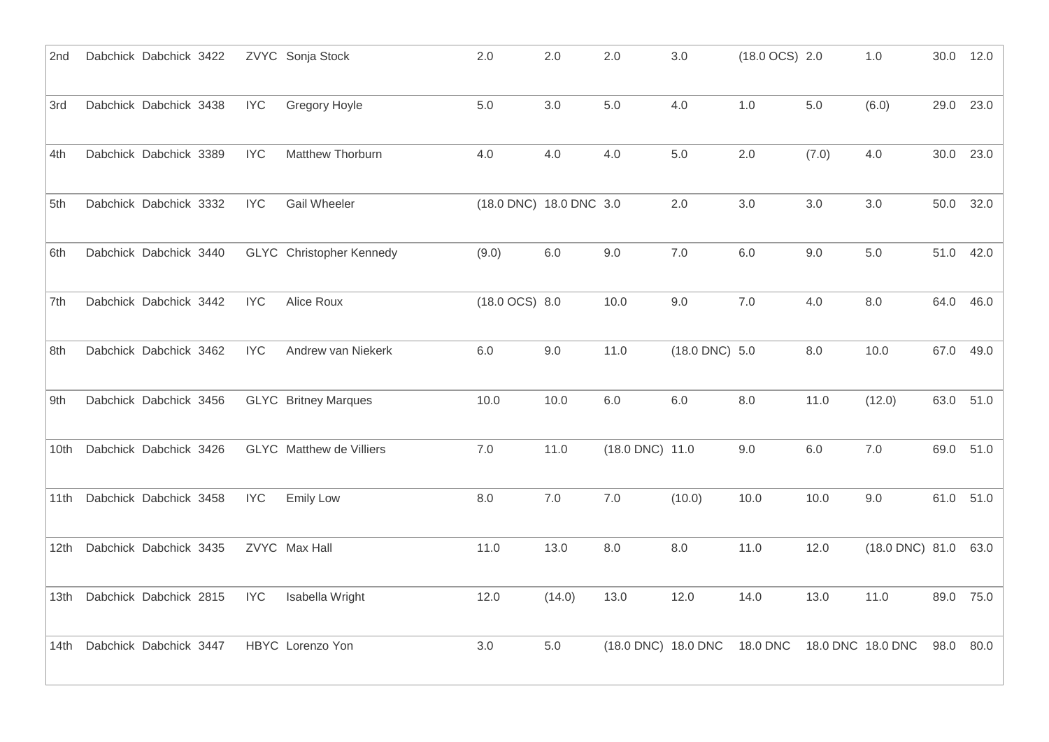| | | | | | | | | | | | | | | |
|---|---|---|---|---|---|---|---|---|---|---|---|---|---|---|
| 2nd | Dabchick | Dabchick | 3422 | ZVYC | Sonja Stock | 2.0 | 2.0 | 2.0 | 3.0 | (18.0 OCS) | 2.0 | 1.0 | 30.0 | 12.0 |
| 3rd | Dabchick | Dabchick | 3438 | IYC | Gregory Hoyle | 5.0 | 3.0 | 5.0 | 4.0 | 1.0 | 5.0 | (6.0) | 29.0 | 23.0 |
| 4th | Dabchick | Dabchick | 3389 | IYC | Matthew Thorburn | 4.0 | 4.0 | 4.0 | 5.0 | 2.0 | (7.0) | 4.0 | 30.0 | 23.0 |
| 5th | Dabchick | Dabchick | 3332 | IYC | Gail Wheeler | (18.0 DNC) | 18.0 DNC | 3.0 | 2.0 | 3.0 | 3.0 | 3.0 | 50.0 | 32.0 |
| 6th | Dabchick | Dabchick | 3440 | GLYC | Christopher Kennedy | (9.0) | 6.0 | 9.0 | 7.0 | 6.0 | 9.0 | 5.0 | 51.0 | 42.0 |
| 7th | Dabchick | Dabchick | 3442 | IYC | Alice Roux | (18.0 OCS) | 8.0 | 10.0 | 9.0 | 7.0 | 4.0 | 8.0 | 64.0 | 46.0 |
| 8th | Dabchick | Dabchick | 3462 | IYC | Andrew van Niekerk | 6.0 | 9.0 | 11.0 | (18.0 DNC) | 5.0 | 8.0 | 10.0 | 67.0 | 49.0 |
| 9th | Dabchick | Dabchick | 3456 | GLYC | Britney Marques | 10.0 | 10.0 | 6.0 | 6.0 | 8.0 | 11.0 | (12.0) | 63.0 | 51.0 |
| 10th | Dabchick | Dabchick | 3426 | GLYC | Matthew de Villiers | 7.0 | 11.0 | (18.0 DNC) | 11.0 | 9.0 | 6.0 | 7.0 | 69.0 | 51.0 |
| 11th | Dabchick | Dabchick | 3458 | IYC | Emily Low | 8.0 | 7.0 | 7.0 | (10.0) | 10.0 | 10.0 | 9.0 | 61.0 | 51.0 |
| 12th | Dabchick | Dabchick | 3435 | ZVYC | Max Hall | 11.0 | 13.0 | 8.0 | 8.0 | 11.0 | 12.0 | (18.0 DNC) | 81.0 | 63.0 |
| 13th | Dabchick | Dabchick | 2815 | IYC | Isabella Wright | 12.0 | (14.0) | 13.0 | 12.0 | 14.0 | 13.0 | 11.0 | 89.0 | 75.0 |
| 14th | Dabchick | Dabchick | 3447 | HBYC | Lorenzo Yon | 3.0 | 5.0 | (18.0 DNC) | 18.0 DNC | 18.0 DNC | 18.0 DNC | 18.0 DNC | 98.0 | 80.0 |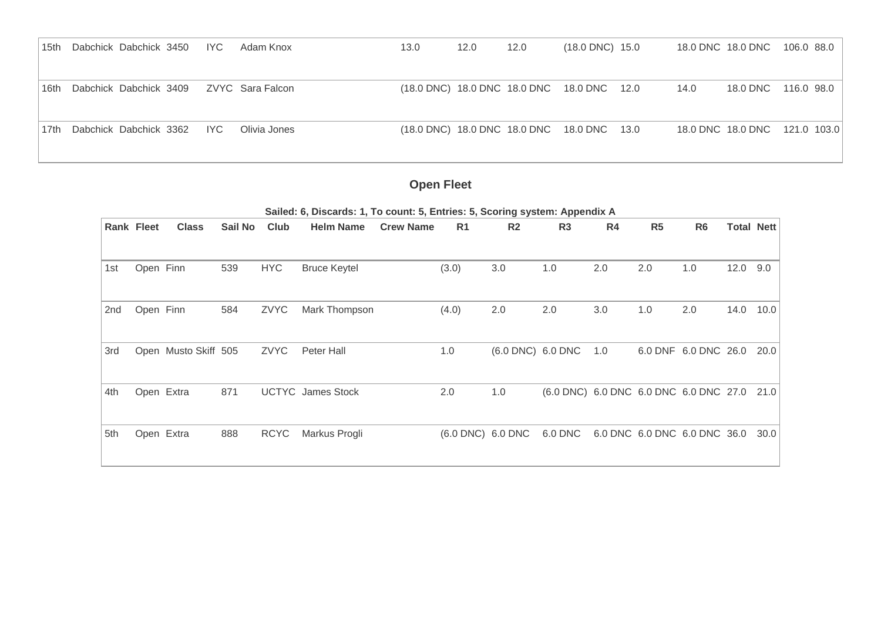| | | | | | | | | | | | | | | | |
|---|---|---|---|---|---|---|---|---|---|---|---|---|---|---|---|
| 15th | Dabchick | Dabchick | 3450 | IYC | Adam Knox | | 13.0 | 12.0 | 12.0 | (18.0 DNC) | 15.0 | 18.0 DNC | 18.0 DNC | 106.0 | 88.0 |
| 16th | Dabchick | Dabchick | 3409 | ZVYC | Sara Falcon | | (18.0 DNC) | 18.0 DNC | 18.0 DNC | 18.0 DNC | 12.0 | 14.0 | 18.0 DNC | 116.0 | 98.0 |
| 17th | Dabchick | Dabchick | 3362 | IYC | Olivia Jones | | (18.0 DNC) | 18.0 DNC | 18.0 DNC | 18.0 DNC | 13.0 | 18.0 DNC | 18.0 DNC | 121.0 | 103.0 |

## Open Fleet

**Sailed: 6, Discards: 1, To count: 5, Entries: 5, Scoring system: Appendix A**

| Rank | Fleet | Class | Sail No | Club | Helm Name | Crew Name | R1 | R2 | R3 | R4 | R5 | R6 | Total | Nett |
|---|---|---|---|---|---|---|---|---|---|---|---|---|---|---|
| 1st | Open | Finn | 539 | HYC | Bruce Keytel | | (3.0) | 3.0 | 1.0 | 2.0 | 2.0 | 1.0 | 12.0 | 9.0 |
| 2nd | Open | Finn | 584 | ZVYC | Mark Thompson | | (4.0) | 2.0 | 2.0 | 3.0 | 1.0 | 2.0 | 14.0 | 10.0 |
| 3rd | Open | Musto Skiff | 505 | ZVYC | Peter Hall | | 1.0 | (6.0 DNC) | 6.0 DNC | 1.0 | 6.0 DNF | 6.0 DNC | 26.0 | 20.0 |
| 4th | Open | Extra | 871 | UCTYC | James Stock | | 2.0 | 1.0 | (6.0 DNC) | 6.0 DNC | 6.0 DNC | 6.0 DNC | 27.0 | 21.0 |
| 5th | Open | Extra | 888 | RCYC | Markus Progli | | (6.0 DNC) | 6.0 DNC | 6.0 DNC | 6.0 DNC | 6.0 DNC | 6.0 DNC | 36.0 | 30.0 |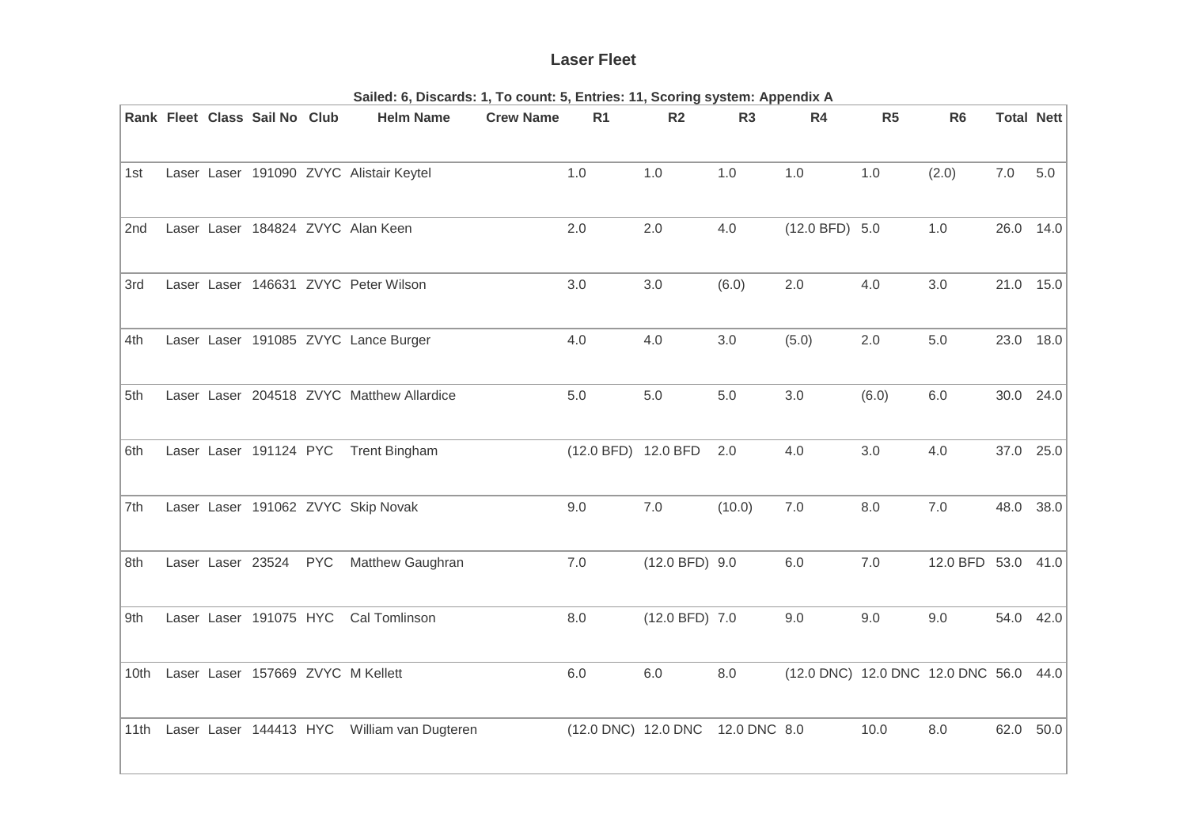# Laser Fleet

**Sailed: 6, Discards: 1, To count: 5, Entries: 11, Scoring system: Appendix A**

| Rank | Fleet | Class | Sail No | Club | Helm Name | Crew Name | R1 | R2 | R3 | R4 | R5 | R6 | Total | Nett |
|---|---|---|---|---|---|---|---|---|---|---|---|---|---|---|
| 1st | Laser | Laser | 191090 | ZVYC | Alistair Keytel | | 1.0 | 1.0 | 1.0 | 1.0 | 1.0 | (2.0) | 7.0 | 5.0 |
| 2nd | Laser | Laser | 184824 | ZVYC | Alan Keen | | 2.0 | 2.0 | 4.0 | (12.0 BFD) | 5.0 | 1.0 | 26.0 | 14.0 |
| 3rd | Laser | Laser | 146631 | ZVYC | Peter Wilson | | 3.0 | 3.0 | (6.0) | 2.0 | 4.0 | 3.0 | 21.0 | 15.0 |
| 4th | Laser | Laser | 191085 | ZVYC | Lance Burger | | 4.0 | 4.0 | 3.0 | (5.0) | 2.0 | 5.0 | 23.0 | 18.0 |
| 5th | Laser | Laser | 204518 | ZVYC | Matthew Allardice | | 5.0 | 5.0 | 5.0 | 3.0 | (6.0) | 6.0 | 30.0 | 24.0 |
| 6th | Laser | Laser | 191124 | PYC | Trent Bingham | | (12.0 BFD) | 12.0 BFD | 2.0 | 4.0 | 3.0 | 4.0 | 37.0 | 25.0 |
| 7th | Laser | Laser | 191062 | ZVYC | Skip Novak | | 9.0 | 7.0 | (10.0) | 7.0 | 8.0 | 7.0 | 48.0 | 38.0 |
| 8th | Laser | Laser | 23524 | PYC | Matthew Gaughran | | 7.0 | (12.0 BFD) | 9.0 | 6.0 | 7.0 | 12.0 BFD | 53.0 | 41.0 |
| 9th | Laser | Laser | 191075 | HYC | Cal Tomlinson | | 8.0 | (12.0 BFD) | 7.0 | 9.0 | 9.0 | 9.0 | 54.0 | 42.0 |
| 10th | Laser | Laser | 157669 | ZVYC | M Kellett | | 6.0 | 6.0 | 8.0 | (12.0 DNC) | 12.0 DNC | 12.0 DNC | 56.0 | 44.0 |
| 11th | Laser | Laser | 144413 | HYC | William van Dugteren | | (12.0 DNC) | 12.0 DNC | 12.0 DNC | 8.0 | 10.0 | 8.0 | 62.0 | 50.0 |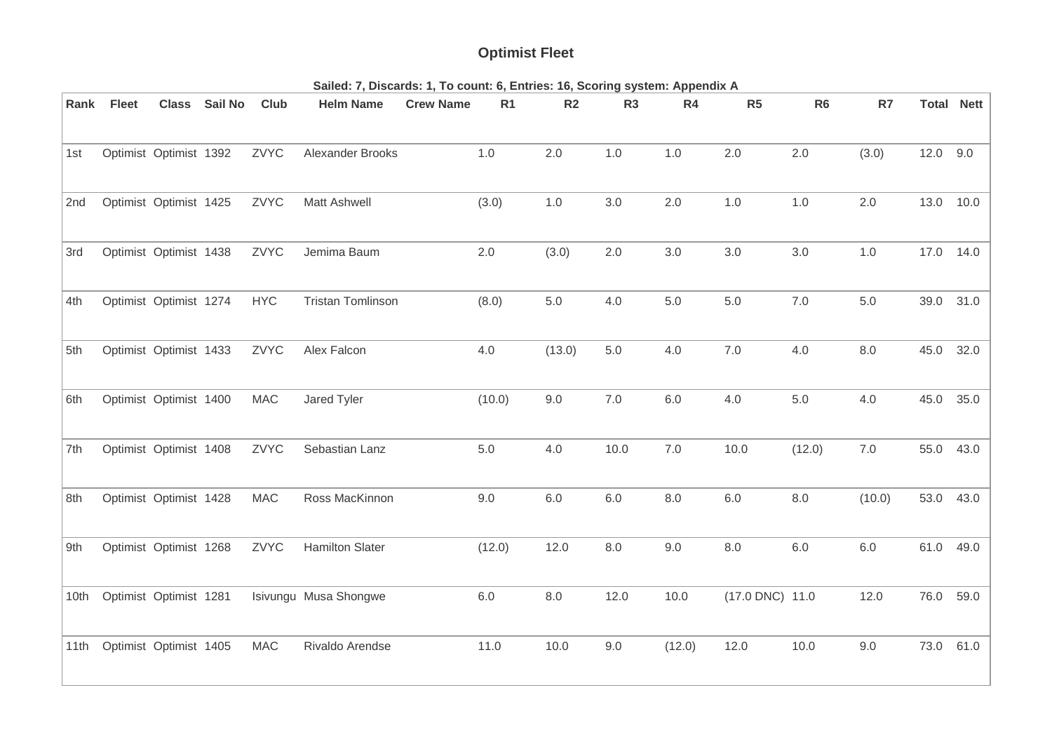### Optimist Fleet

**Sailed: 7, Discards: 1, To count: 6, Entries: 16, Scoring system: Appendix A**

| Rank | Fleet | Class | Sail No | Club | Helm Name | Crew Name | R1 | R2 | R3 | R4 | R5 | R6 | R7 | Total | Nett |
|---|---|---|---|---|---|---|---|---|---|---|---|---|---|---|---|
| 1st | Optimist | Optimist | 1392 | ZVYC | Alexander Brooks | | 1.0 | 2.0 | 1.0 | 1.0 | 2.0 | 2.0 | (3.0) | 12.0 | 9.0 |
| 2nd | Optimist | Optimist | 1425 | ZVYC | Matt Ashwell | | (3.0) | 1.0 | 3.0 | 2.0 | 1.0 | 1.0 | 2.0 | 13.0 | 10.0 |
| 3rd | Optimist | Optimist | 1438 | ZVYC | Jemima Baum | | 2.0 | (3.0) | 2.0 | 3.0 | 3.0 | 3.0 | 1.0 | 17.0 | 14.0 |
| 4th | Optimist | Optimist | 1274 | HYC | Tristan Tomlinson | | (8.0) | 5.0 | 4.0 | 5.0 | 5.0 | 7.0 | 5.0 | 39.0 | 31.0 |
| 5th | Optimist | Optimist | 1433 | ZVYC | Alex Falcon | | 4.0 | (13.0) | 5.0 | 4.0 | 7.0 | 4.0 | 8.0 | 45.0 | 32.0 |
| 6th | Optimist | Optimist | 1400 | MAC | Jared Tyler | | (10.0) | 9.0 | 7.0 | 6.0 | 4.0 | 5.0 | 4.0 | 45.0 | 35.0 |
| 7th | Optimist | Optimist | 1408 | ZVYC | Sebastian Lanz | | 5.0 | 4.0 | 10.0 | 7.0 | 10.0 | (12.0) | 7.0 | 55.0 | 43.0 |
| 8th | Optimist | Optimist | 1428 | MAC | Ross MacKinnon | | 9.0 | 6.0 | 6.0 | 8.0 | 6.0 | 8.0 | (10.0) | 53.0 | 43.0 |
| 9th | Optimist | Optimist | 1268 | ZVYC | Hamilton Slater | | (12.0) | 12.0 | 8.0 | 9.0 | 8.0 | 6.0 | 6.0 | 61.0 | 49.0 |
| 10th | Optimist | Optimist | 1281 | Isivungu | Musa Shongwe | | 6.0 | 8.0 | 12.0 | 10.0 | (17.0 DNC) | 11.0 | 12.0 | 76.0 | 59.0 |
| 11th | Optimist | Optimist | 1405 | MAC | Rivaldo Arendse | | 11.0 | 10.0 | 9.0 | (12.0) | 12.0 | 10.0 | 9.0 | 73.0 | 61.0 |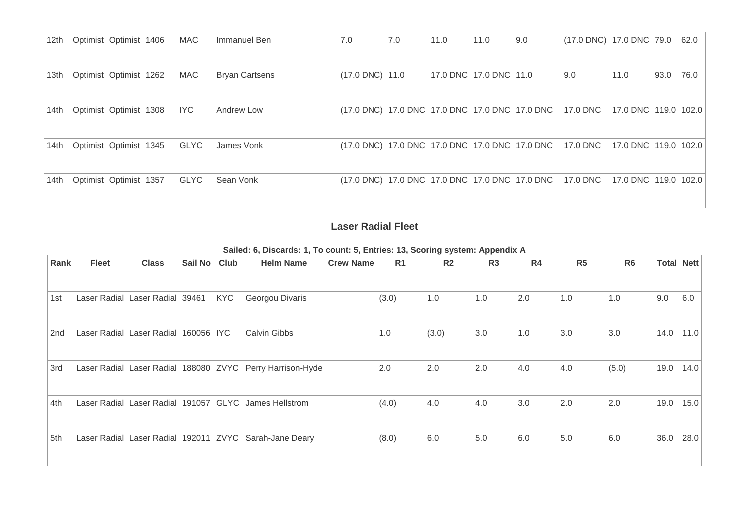| 12th | Optimist | Optimist | 1406 | MAC | Immanuel Ben | | 7.0 | 7.0 | 11.0 | 11.0 | 9.0 | (17.0 DNC) | 17.0 DNC | 79.0 | 62.0 |
|---|---|---|---|---|---|---|---|---|---|---|---|---|---|---|---|
| 13th | Optimist | Optimist | 1262 | MAC | Bryan Cartsens | | (17.0 DNC) | 11.0 | 17.0 DNC | 17.0 DNC | 11.0 | 9.0 | 11.0 | 93.0 | 76.0 |
| 14th | Optimist | Optimist | 1308 | IYC | Andrew Low | | (17.0 DNC) | 17.0 DNC | 17.0 DNC | 17.0 DNC | 17.0 DNC | 17.0 DNC | 17.0 DNC | 119.0 | 102.0 |
| 14th | Optimist | Optimist | 1345 | GLYC | James Vonk | | (17.0 DNC) | 17.0 DNC | 17.0 DNC | 17.0 DNC | 17.0 DNC | 17.0 DNC | 17.0 DNC | 119.0 | 102.0 |
| 14th | Optimist | Optimist | 1357 | GLYC | Sean Vonk | | (17.0 DNC) | 17.0 DNC | 17.0 DNC | 17.0 DNC | 17.0 DNC | 17.0 DNC | 17.0 DNC | 119.0 | 102.0 |

### Laser Radial Fleet

**Sailed: 6, Discards: 1, To count: 5, Entries: 13, Scoring system: Appendix A**

| Rank | Fleet | Class | Sail No | Club | Helm Name | Crew Name | R1 | R2 | R3 | R4 | R5 | R6 | Total | Nett |
|---|---|---|---|---|---|---|---|---|---|---|---|---|---|---|
| 1st | Laser Radial | Laser Radial | 39461 | KYC | Georgou Divaris | | (3.0) | 1.0 | 1.0 | 2.0 | 1.0 | 1.0 | 9.0 | 6.0 |
| 2nd | Laser Radial | Laser Radial | 160056 | IYC | Calvin Gibbs | | 1.0 | (3.0) | 3.0 | 1.0 | 3.0 | 3.0 | 14.0 | 11.0 |
| 3rd | Laser Radial | Laser Radial | 188080 | ZVYC | Perry Harrison-Hyde | | 2.0 | 2.0 | 2.0 | 4.0 | 4.0 | (5.0) | 19.0 | 14.0 |
| 4th | Laser Radial | Laser Radial | 191057 | GLYC | James Hellstrom | | (4.0) | 4.0 | 4.0 | 3.0 | 2.0 | 2.0 | 19.0 | 15.0 |
| 5th | Laser Radial | Laser Radial | 192011 | ZVYC | Sarah-Jane Deary | | (8.0) | 6.0 | 5.0 | 6.0 | 5.0 | 6.0 | 36.0 | 28.0 |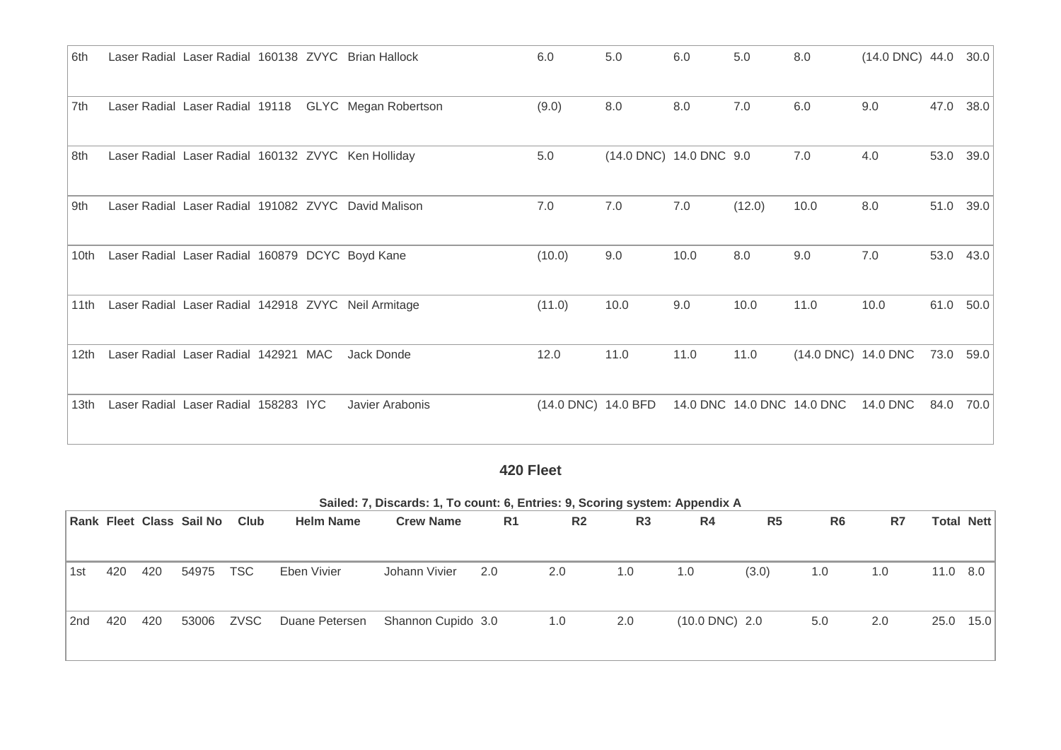| 6th | Laser Radial | Laser Radial | 160138 | ZVYC | Brian Hallock | 6.0 | 5.0 | 6.0 | 5.0 | 8.0 | (14.0 DNC) | 44.0 | 30.0 |
|---|---|---|---|---|---|---|---|---|---|---|---|---|---|
| 7th | Laser Radial | Laser Radial | 19118 | GLYC | Megan Robertson | (9.0) | 8.0 | 8.0 | 7.0 | 6.0 | 9.0 | 47.0 | 38.0 |
| 8th | Laser Radial | Laser Radial | 160132 | ZVYC | Ken Holliday | 5.0 | (14.0 DNC) | 14.0 DNC | 9.0 | 7.0 | 4.0 | 53.0 | 39.0 |
| 9th | Laser Radial | Laser Radial | 191082 | ZVYC | David Malison | 7.0 | 7.0 | 7.0 | (12.0) | 10.0 | 8.0 | 51.0 | 39.0 |
| 10th | Laser Radial | Laser Radial | 160879 | DCYC | Boyd Kane | (10.0) | 9.0 | 10.0 | 8.0 | 9.0 | 7.0 | 53.0 | 43.0 |
| 11th | Laser Radial | Laser Radial | 142918 | ZVYC | Neil Armitage | (11.0) | 10.0 | 9.0 | 10.0 | 11.0 | 10.0 | 61.0 | 50.0 |
| 12th | Laser Radial | Laser Radial | 142921 | MAC | Jack Donde | 12.0 | 11.0 | 11.0 | 11.0 | (14.0 DNC) | 14.0 DNC | 73.0 | 59.0 |
| 13th | Laser Radial | Laser Radial | 158283 | IYC | Javier Arabonis | (14.0 DNC) | 14.0 BFD | 14.0 DNC | 14.0 DNC | 14.0 DNC | 14.0 DNC | 84.0 | 70.0 |

## 420 Fleet

**Sailed: 7, Discards: 1, To count: 6, Entries: 9, Scoring system: Appendix A**

| Rank | Fleet | Class | Sail No | Club | Helm Name | Crew Name | R1 | R2 | R3 | R4 | R5 | R6 | R7 | Total | Nett |
|---|---|---|---|---|---|---|---|---|---|---|---|---|---|---|---|
| 1st | 420 | 420 | 54975 | TSC | Eben Vivier | Johann Vivier | 2.0 | 2.0 | 1.0 | 1.0 | (3.0) | 1.0 | 1.0 | 11.0 | 8.0 |
| 2nd | 420 | 420 | 53006 | ZVSC | Duane Petersen | Shannon Cupido | 3.0 | 1.0 | 2.0 | (10.0 DNC) | 2.0 | 5.0 | 2.0 | 25.0 | 15.0 |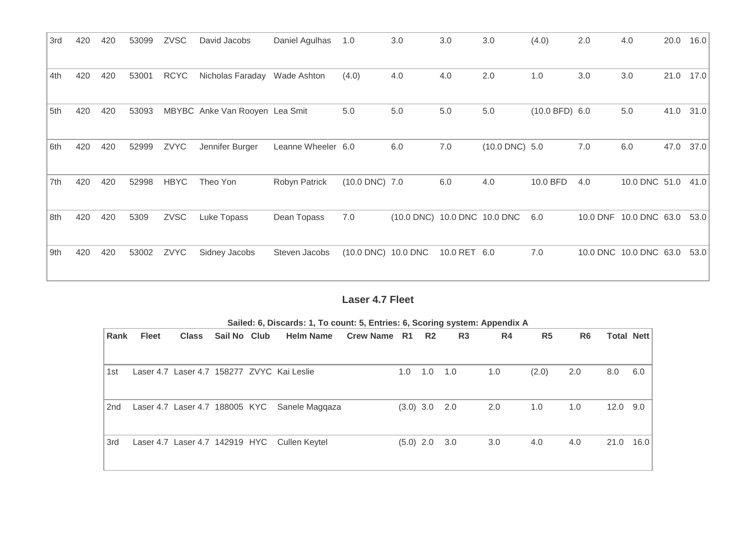| 3rd | 420 | 420 | 53099 | ZVSC | David Jacobs | Daniel Agulhas | 1.0 | 3.0 | 3.0 | 3.0 | (4.0) | 2.0 | 4.0 | 20.0 | 16.0 |
|---|---|---|---|---|---|---|---|---|---|---|---|---|---|---|---|
| 4th | 420 | 420 | 53001 | RCYC | Nicholas Faraday | Wade Ashton | (4.0) | 4.0 | 4.0 | 2.0 | 1.0 | 3.0 | 3.0 | 21.0 | 17.0 |
| 5th | 420 | 420 | 53093 | MBYBC | Anke Van Rooyen | Lea Smit | 5.0 | 5.0 | 5.0 | 5.0 | (10.0 BFD) | 6.0 | 5.0 | 41.0 | 31.0 |
| 6th | 420 | 420 | 52999 | ZVYC | Jennifer Burger | Leanne Wheeler | 6.0 | 6.0 | 7.0 | (10.0 DNC) | 5.0 | 7.0 | 6.0 | 47.0 | 37.0 |
| 7th | 420 | 420 | 52998 | HBYC | Theo Yon | Robyn Patrick | (10.0 DNC) | 7.0 | 6.0 | 4.0 | 10.0 BFD | 4.0 | 10.0 DNC | 51.0 | 41.0 |
| 8th | 420 | 420 | 5309 | ZVSC | Luke Topass | Dean Topass | 7.0 | (10.0 DNC) | 10.0 DNC | 10.0 DNC | 6.0 | 10.0 DNF | 10.0 DNC | 63.0 | 53.0 |
| 9th | 420 | 420 | 53002 | ZVYC | Sidney Jacobs | Steven Jacobs | (10.0 DNC) | 10.0 DNC | 10.0 RET | 6.0 | 7.0 | 10.0 DNC | 10.0 DNC | 63.0 | 53.0 |

## Laser 4.7 Fleet

**Sailed: 6, Discards: 1, To count: 5, Entries: 6, Scoring system: Appendix A**

| Rank | Fleet | Class | Sail No | Club | Helm Name | Crew Name | R1 | R2 | R3 | R4 | R5 | R6 | Total | Nett |
|---|---|---|---|---|---|---|---|---|---|---|---|---|---|---|
| 1st | Laser 4.7 | Laser 4.7 | 158277 | ZVYC | Kai Leslie | | 1.0 | 1.0 | 1.0 | 1.0 | (2.0) | 2.0 | 8.0 | 6.0 |
| 2nd | Laser 4.7 | Laser 4.7 | 188005 | KYC | Sanele Magqaza | | (3.0) | 3.0 | 2.0 | 2.0 | 1.0 | 1.0 | 12.0 | 9.0 |
| 3rd | Laser 4.7 | Laser 4.7 | 142919 | HYC | Cullen Keytel | | (5.0) | 2.0 | 3.0 | 3.0 | 4.0 | 4.0 | 21.0 | 16.0 |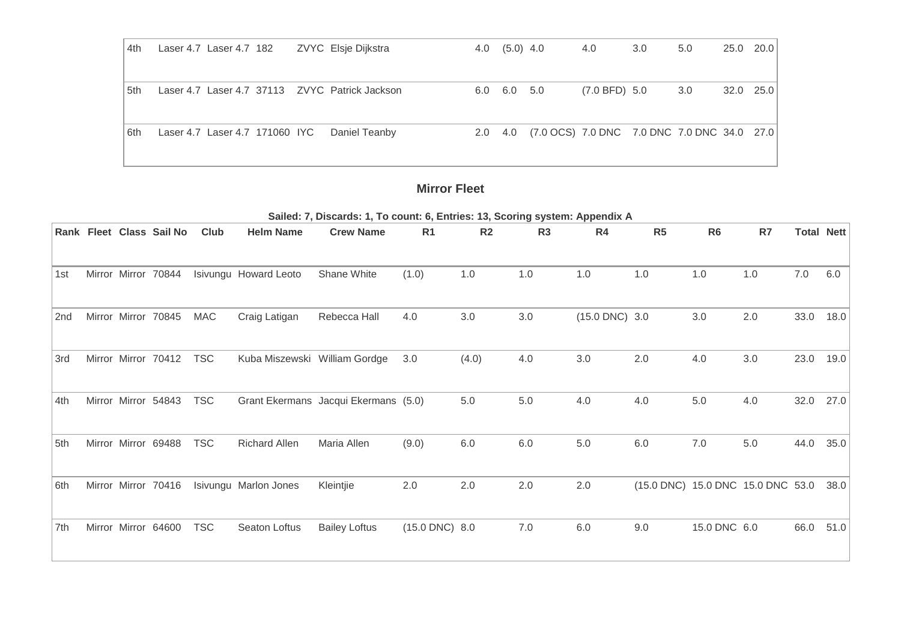| 4th | Laser 4.7 | Laser 4.7 | 182 | ZVYC | Elsje Dijkstra | 4.0 | (5.0) | 4.0 | 4.0 | 3.0 | 5.0 | 25.0 | 20.0 |
|---|---|---|---|---|---|---|---|---|---|---|---|---|---|
| 5th | Laser 4.7 | Laser 4.7 | 37113 | ZVYC | Patrick Jackson | 6.0 | 6.0 | 5.0 | (7.0 BFD) | 5.0 | 3.0 | 32.0 | 25.0 |
| 6th | Laser 4.7 | Laser 4.7 | 171060 | IYC | Daniel Teanby | 2.0 | 4.0 | (7.0 OCS) | 7.0 DNC | 7.0 DNC | 7.0 DNC | 34.0 | 27.0 |

## Mirror Fleet

**Sailed: 7, Discards: 1, To count: 6, Entries: 13, Scoring system: Appendix A**

| Rank | Fleet | Class | Sail No | Club | Helm Name | Crew Name | R1 | R2 | R3 | R4 | R5 | R6 | R7 | Total | Nett |
|---|---|---|---|---|---|---|---|---|---|---|---|---|---|---|---|
| 1st | Mirror | Mirror | 70844 | Isivungu | Howard Leoto | Shane White | (1.0) | 1.0 | 1.0 | 1.0 | 1.0 | 1.0 | 1.0 | 7.0 | 6.0 |
| 2nd | Mirror | Mirror | 70845 | MAC | Craig Latigan | Rebecca Hall | 4.0 | 3.0 | 3.0 | (15.0 DNC) | 3.0 | 3.0 | 2.0 | 33.0 | 18.0 |
| 3rd | Mirror | Mirror | 70412 | TSC | Kuba Miszewski | William Gordge | 3.0 | (4.0) | 4.0 | 3.0 | 2.0 | 4.0 | 3.0 | 23.0 | 19.0 |
| 4th | Mirror | Mirror | 54843 | TSC | Grant Ekermans | Jacqui Ekermans | (5.0) | 5.0 | 5.0 | 4.0 | 4.0 | 5.0 | 4.0 | 32.0 | 27.0 |
| 5th | Mirror | Mirror | 69488 | TSC | Richard Allen | Maria Allen | (9.0) | 6.0 | 6.0 | 5.0 | 6.0 | 7.0 | 5.0 | 44.0 | 35.0 |
| 6th | Mirror | Mirror | 70416 | Isivungu | Marlon Jones | Kleintjie | 2.0 | 2.0 | 2.0 | 2.0 | (15.0 DNC) | 15.0 DNC | 15.0 DNC | 53.0 | 38.0 |
| 7th | Mirror | Mirror | 64600 | TSC | Seaton Loftus | Bailey Loftus | (15.0 DNC) | 8.0 | 7.0 | 6.0 | 9.0 | 15.0 DNC | 6.0 | 66.0 | 51.0 |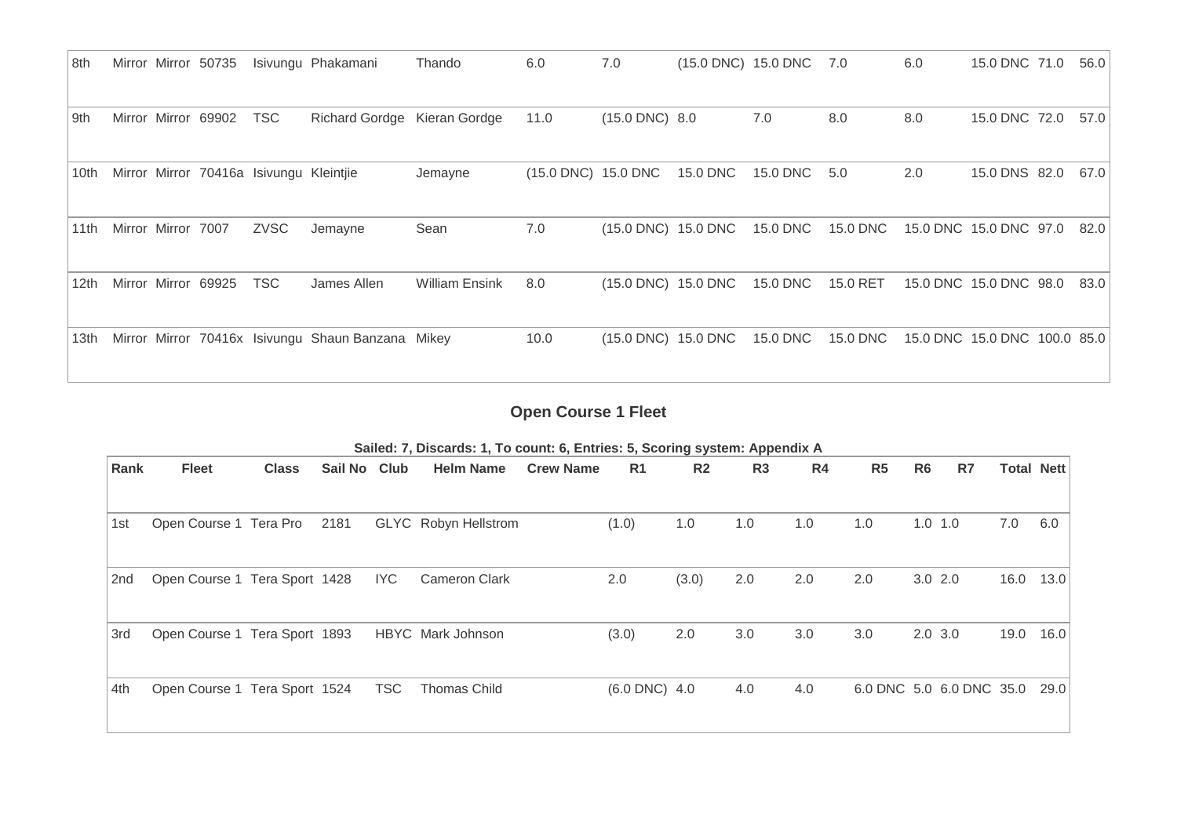| 8th | Mirror | Mirror | 50735 | Isivungu | Phakamani | Thando | 6.0 | 7.0 | (15.0 DNC) | 15.0 DNC | 7.0 | 6.0 | 15.0 DNC | 71.0 | 56.0 |
|---|---|---|---|---|---|---|---|---|---|---|---|---|---|---|---|
| 9th | Mirror | Mirror | 69902 | TSC | Richard Gordge | Kieran Gordge | 11.0 | (15.0 DNC) | 8.0 | 7.0 | 8.0 | 8.0 | 15.0 DNC | 72.0 | 57.0 |
| 10th | Mirror | Mirror | 70416a | Isivungu | Kleintjie | Jemayne | (15.0 DNC) | 15.0 DNC | 15.0 DNC | 15.0 DNC | 5.0 | 2.0 | 15.0 DNS | 82.0 | 67.0 |
| 11th | Mirror | Mirror | 7007 | ZVSC | Jemayne | Sean | 7.0 | (15.0 DNC) | 15.0 DNC | 15.0 DNC | 15.0 DNC | 15.0 DNC | 15.0 DNC | 97.0 | 82.0 |
| 12th | Mirror | Mirror | 69925 | TSC | James Allen | William Ensink | 8.0 | (15.0 DNC) | 15.0 DNC | 15.0 DNC | 15.0 RET | 15.0 DNC | 15.0 DNC | 98.0 | 83.0 |
| 13th | Mirror | Mirror | 70416x | Isivungu | Shaun Banzana | Mikey | 10.0 | (15.0 DNC) | 15.0 DNC | 15.0 DNC | 15.0 DNC | 15.0 DNC | 15.0 DNC | 100.0 | 85.0 |

## Open Course 1 Fleet

**Sailed: 7, Discards: 1, To count: 6, Entries: 5, Scoring system: Appendix A**

| Rank | Fleet | Class | Sail No | Club | Helm Name | Crew Name | R1 | R2 | R3 | R4 | R5 | R6 | R7 | Total | Nett |
|---|---|---|---|---|---|---|---|---|---|---|---|---|---|---|---|
| 1st | Open Course 1 | Tera Pro | 2181 | GLYC | Robyn Hellstrom | | (1.0) | 1.0 | 1.0 | 1.0 | 1.0 | 1.0 | 1.0 | 7.0 | 6.0 |
| 2nd | Open Course 1 | Tera Sport | 1428 | IYC | Cameron Clark | | 2.0 | (3.0) | 2.0 | 2.0 | 2.0 | 3.0 | 2.0 | 16.0 | 13.0 |
| 3rd | Open Course 1 | Tera Sport | 1893 | HBYC | Mark Johnson | | (3.0) | 2.0 | 3.0 | 3.0 | 3.0 | 2.0 | 3.0 | 19.0 | 16.0 |
| 4th | Open Course 1 | Tera Sport | 1524 | TSC | Thomas Child | | (6.0 DNC) | 4.0 | 4.0 | 4.0 | 6.0 DNC | 5.0 | 6.0 DNC | 35.0 | 29.0 |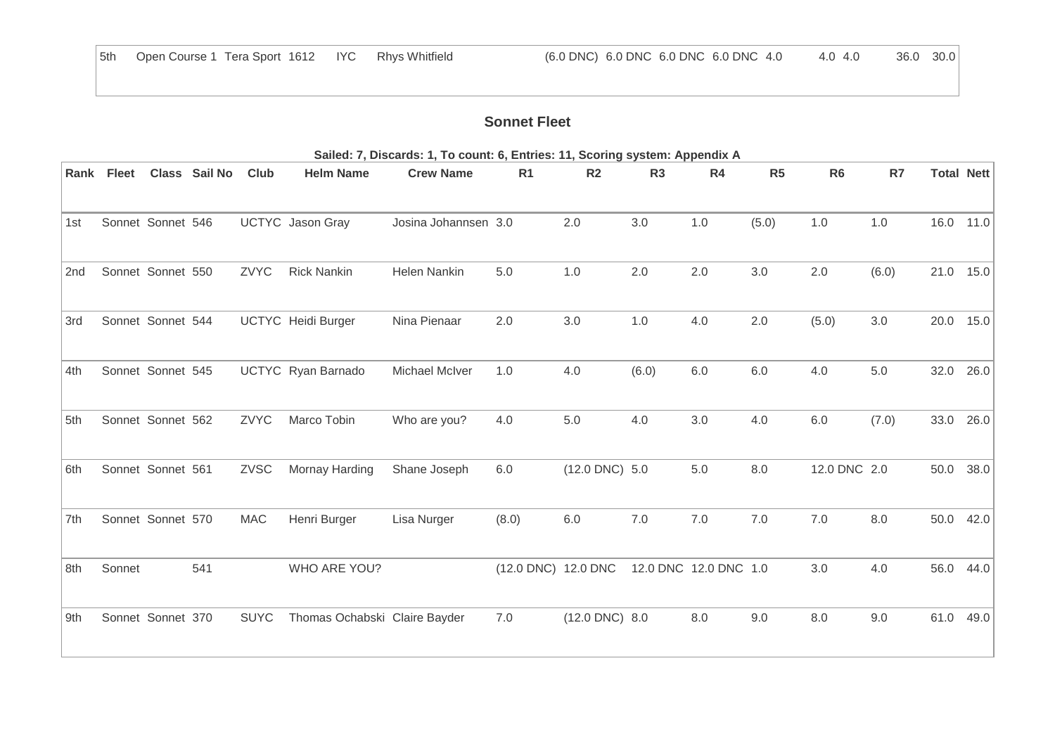| 5th | Open Course 1 | Tera Sport | 1612 | IYC | Rhys Whitfield | | (6.0 DNC) | 6.0 DNC | 6.0 DNC | 6.0 DNC | 4.0 | 4.0 | 4.0 | 36.0 | 30.0 |
|---|---|---|---|---|---|---|---|---|---|---|---|---|---|---|---|

## Sonnet Fleet

**Sailed: 7, Discards: 1, To count: 6, Entries: 11, Scoring system: Appendix A**

| Rank | Fleet | Class | Sail No | Club | Helm Name | Crew Name | R1 | R2 | R3 | R4 | R5 | R6 | R7 | Total | Nett |
|---|---|---|---|---|---|---|---|---|---|---|---|---|---|---|---|
| 1st | Sonnet | Sonnet | 546 | UCTYC | Jason Gray | Josina Johannsen | 3.0 | 2.0 | 3.0 | 1.0 | (5.0) | 1.0 | 1.0 | 16.0 | 11.0 |
| 2nd | Sonnet | Sonnet | 550 | ZVYC | Rick Nankin | Helen Nankin | 5.0 | 1.0 | 2.0 | 2.0 | 3.0 | 2.0 | (6.0) | 21.0 | 15.0 |
| 3rd | Sonnet | Sonnet | 544 | UCTYC | Heidi Burger | Nina Pienaar | 2.0 | 3.0 | 1.0 | 4.0 | 2.0 | (5.0) | 3.0 | 20.0 | 15.0 |
| 4th | Sonnet | Sonnet | 545 | UCTYC | Ryan Barnado | Michael McIver | 1.0 | 4.0 | (6.0) | 6.0 | 6.0 | 4.0 | 5.0 | 32.0 | 26.0 |
| 5th | Sonnet | Sonnet | 562 | ZVYC | Marco Tobin | Who are you? | 4.0 | 5.0 | 4.0 | 3.0 | 4.0 | 6.0 | (7.0) | 33.0 | 26.0 |
| 6th | Sonnet | Sonnet | 561 | ZVSC | Mornay Harding | Shane Joseph | 6.0 | (12.0 DNC) | 5.0 | 5.0 | 8.0 | 12.0 DNC | 2.0 | 50.0 | 38.0 |
| 7th | Sonnet | Sonnet | 570 | MAC | Henri Burger | Lisa Nurger | (8.0) | 6.0 | 7.0 | 7.0 | 7.0 | 7.0 | 8.0 | 50.0 | 42.0 |
| 8th | Sonnet | | 541 | | WHO ARE YOU? | | (12.0 DNC) | 12.0 DNC | 12.0 DNC | 12.0 DNC | 1.0 | 3.0 | 4.0 | 56.0 | 44.0 |
| 9th | Sonnet | Sonnet | 370 | SUYC | Thomas Ochabski | Claire Bayder | 7.0 | (12.0 DNC) | 8.0 | 8.0 | 9.0 | 8.0 | 9.0 | 61.0 | 49.0 |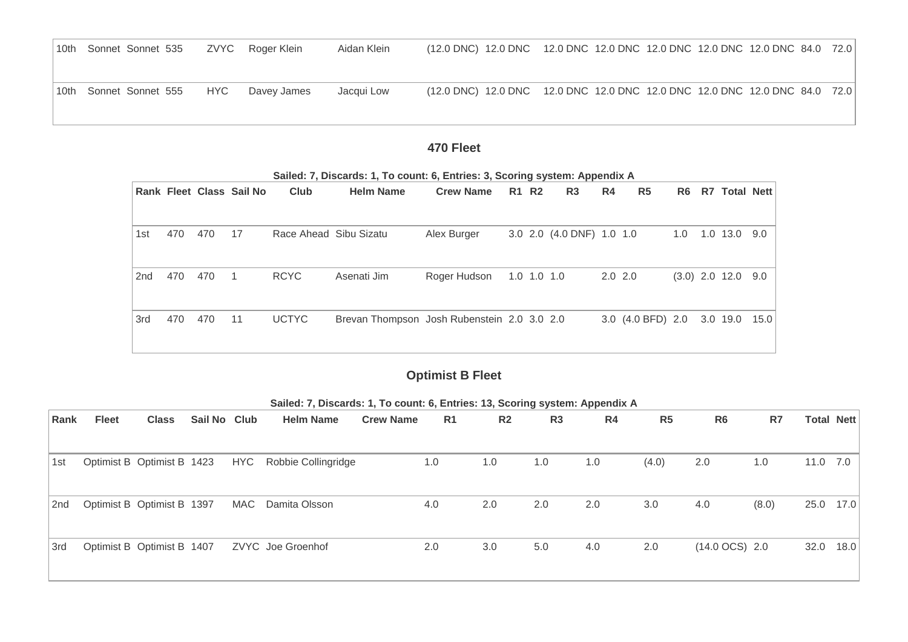| | | | | | | | | | | | | | | | | |
|---|---|---|---|---|---|---|---|---|---|---|---|---|---|---|---|---|
| 10th | Sonnet | Sonnet | 535 | ZVYC | Roger Klein | Aidan Klein | (12.0 DNC) | 12.0 DNC | 12.0 DNC | 12.0 DNC | 12.0 DNC | 12.0 DNC | 12.0 DNC | 84.0 | 72.0 |
| 10th | Sonnet | Sonnet | 555 | HYC | Davey James | Jacqui Low | (12.0 DNC) | 12.0 DNC | 12.0 DNC | 12.0 DNC | 12.0 DNC | 12.0 DNC | 12.0 DNC | 84.0 | 72.0 |

## 470 Fleet

**Sailed: 7, Discards: 1, To count: 6, Entries: 3, Scoring system: Appendix A**

| Rank | Fleet | Class | Sail No | Club | Helm Name | Crew Name | R1 | R2 | R3 | R4 | R5 | R6 | R7 | Total | Nett |
|---|---|---|---|---|---|---|---|---|---|---|---|---|---|---|---|
| 1st | 470 | 470 | 17 | Race Ahead | Sibu Sizatu | Alex Burger | 3.0 | 2.0 | (4.0 DNF) | 1.0 | 1.0 | 1.0 | 1.0 | 13.0 | 9.0 |
| 2nd | 470 | 470 | 1 | RCYC | Asenati Jim | Roger Hudson | 1.0 | 1.0 | 1.0 | 2.0 | 2.0 | (3.0) | 2.0 | 12.0 | 9.0 |
| 3rd | 470 | 470 | 11 | UCTYC | Brevan Thompson | Josh Rubenstein | 2.0 | 3.0 | 2.0 | 3.0 | (4.0 BFD) | 2.0 | 3.0 | 19.0 | 15.0 |

## Optimist B Fleet

**Sailed: 7, Discards: 1, To count: 6, Entries: 13, Scoring system: Appendix A**

| Rank | Fleet | Class | Sail No | Club | Helm Name | Crew Name | R1 | R2 | R3 | R4 | R5 | R6 | R7 | Total | Nett |
|---|---|---|---|---|---|---|---|---|---|---|---|---|---|---|---|
| 1st | Optimist B | Optimist B | 1423 | HYC | Robbie Collingridge | | 1.0 | 1.0 | 1.0 | 1.0 | (4.0) | 2.0 | 1.0 | 11.0 | 7.0 |
| 2nd | Optimist B | Optimist B | 1397 | MAC | Damita Olsson | | 4.0 | 2.0 | 2.0 | 2.0 | 3.0 | 4.0 | (8.0) | 25.0 | 17.0 |
| 3rd | Optimist B | Optimist B | 1407 | ZVYC | Joe Groenhof | | 2.0 | 3.0 | 5.0 | 4.0 | 2.0 | (14.0 OCS) | 2.0 | 32.0 | 18.0 |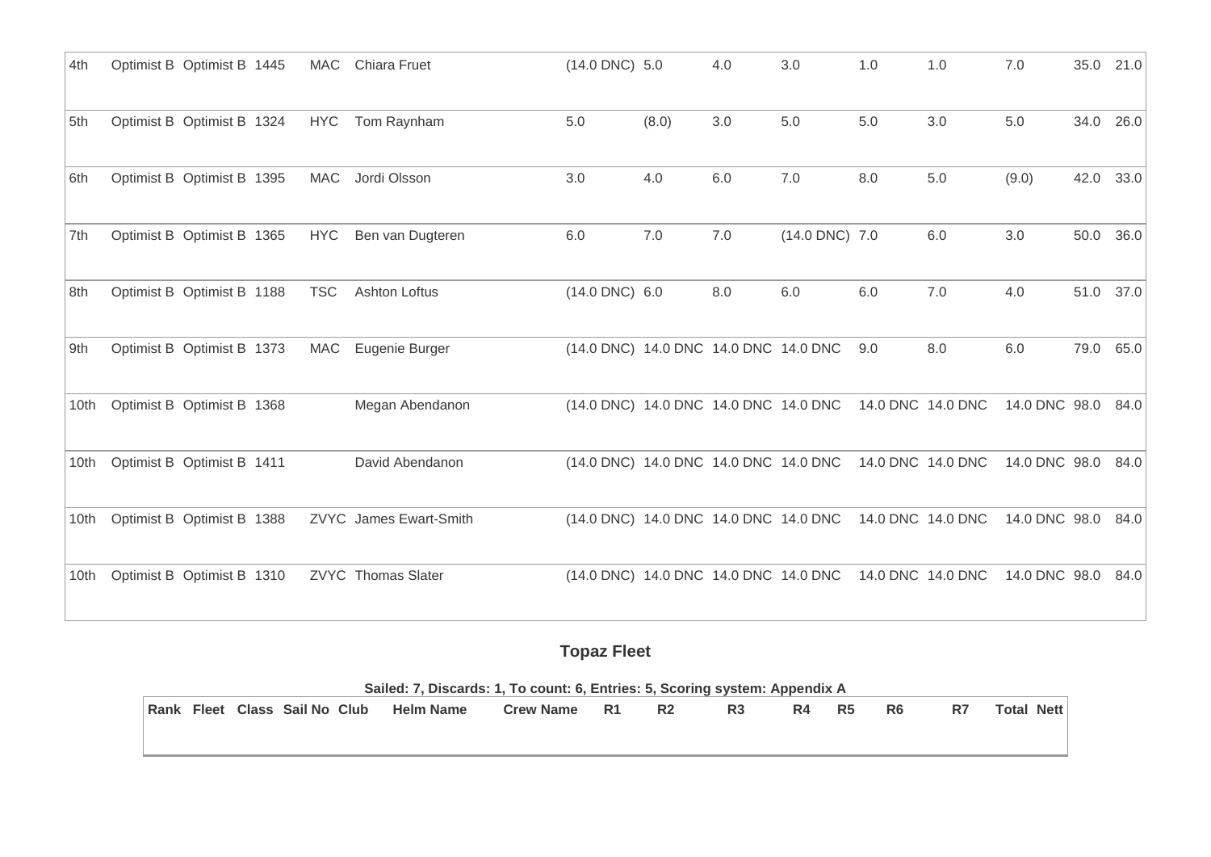| | | | | | | | | | | | | | | |
|---|---|---|---|---|---|---|---|---|---|---|---|---|---|---|
| 4th | Optimist B | Optimist B | 1445 | MAC | Chiara Fruet | (14.0 DNC) | 5.0 | 4.0 | 3.0 | 1.0 | 1.0 | 7.0 | 35.0 | 21.0 |
| 5th | Optimist B | Optimist B | 1324 | HYC | Tom Raynham | 5.0 | (8.0) | 3.0 | 5.0 | 5.0 | 3.0 | 5.0 | 34.0 | 26.0 |
| 6th | Optimist B | Optimist B | 1395 | MAC | Jordi Olsson | 3.0 | 4.0 | 6.0 | 7.0 | 8.0 | 5.0 | (9.0) | 42.0 | 33.0 |
| 7th | Optimist B | Optimist B | 1365 | HYC | Ben van Dugteren | 6.0 | 7.0 | 7.0 | (14.0 DNC) | 7.0 | 6.0 | 3.0 | 50.0 | 36.0 |
| 8th | Optimist B | Optimist B | 1188 | TSC | Ashton Loftus | (14.0 DNC) | 6.0 | 8.0 | 6.0 | 6.0 | 7.0 | 4.0 | 51.0 | 37.0 |
| 9th | Optimist B | Optimist B | 1373 | MAC | Eugenie Burger | (14.0 DNC) | 14.0 DNC | 14.0 DNC | 14.0 DNC | 9.0 | 8.0 | 6.0 | 79.0 | 65.0 |
| 10th | Optimist B | Optimist B | 1368 | | Megan Abendanon | (14.0 DNC) | 14.0 DNC | 14.0 DNC | 14.0 DNC | 14.0 DNC | 14.0 DNC | 14.0 DNC | 98.0 | 84.0 |
| 10th | Optimist B | Optimist B | 1411 | | David Abendanon | (14.0 DNC) | 14.0 DNC | 14.0 DNC | 14.0 DNC | 14.0 DNC | 14.0 DNC | 14.0 DNC | 98.0 | 84.0 |
| 10th | Optimist B | Optimist B | 1388 | ZVYC | James Ewart-Smith | (14.0 DNC) | 14.0 DNC | 14.0 DNC | 14.0 DNC | 14.0 DNC | 14.0 DNC | 14.0 DNC | 98.0 | 84.0 |
| 10th | Optimist B | Optimist B | 1310 | ZVYC | Thomas Slater | (14.0 DNC) | 14.0 DNC | 14.0 DNC | 14.0 DNC | 14.0 DNC | 14.0 DNC | 14.0 DNC | 98.0 | 84.0 |

## Topaz Fleet

**Sailed: 7, Discards: 1, To count: 6, Entries: 5, Scoring system: Appendix A**

| Rank | Fleet | Class | Sail No | Club | Helm Name | Crew Name | R1 | R2 | R3 | R4 | R5 | R6 | R7 | Total | Nett |
|---|---|---|---|---|---|---|---|---|---|---|---|---|---|---|---|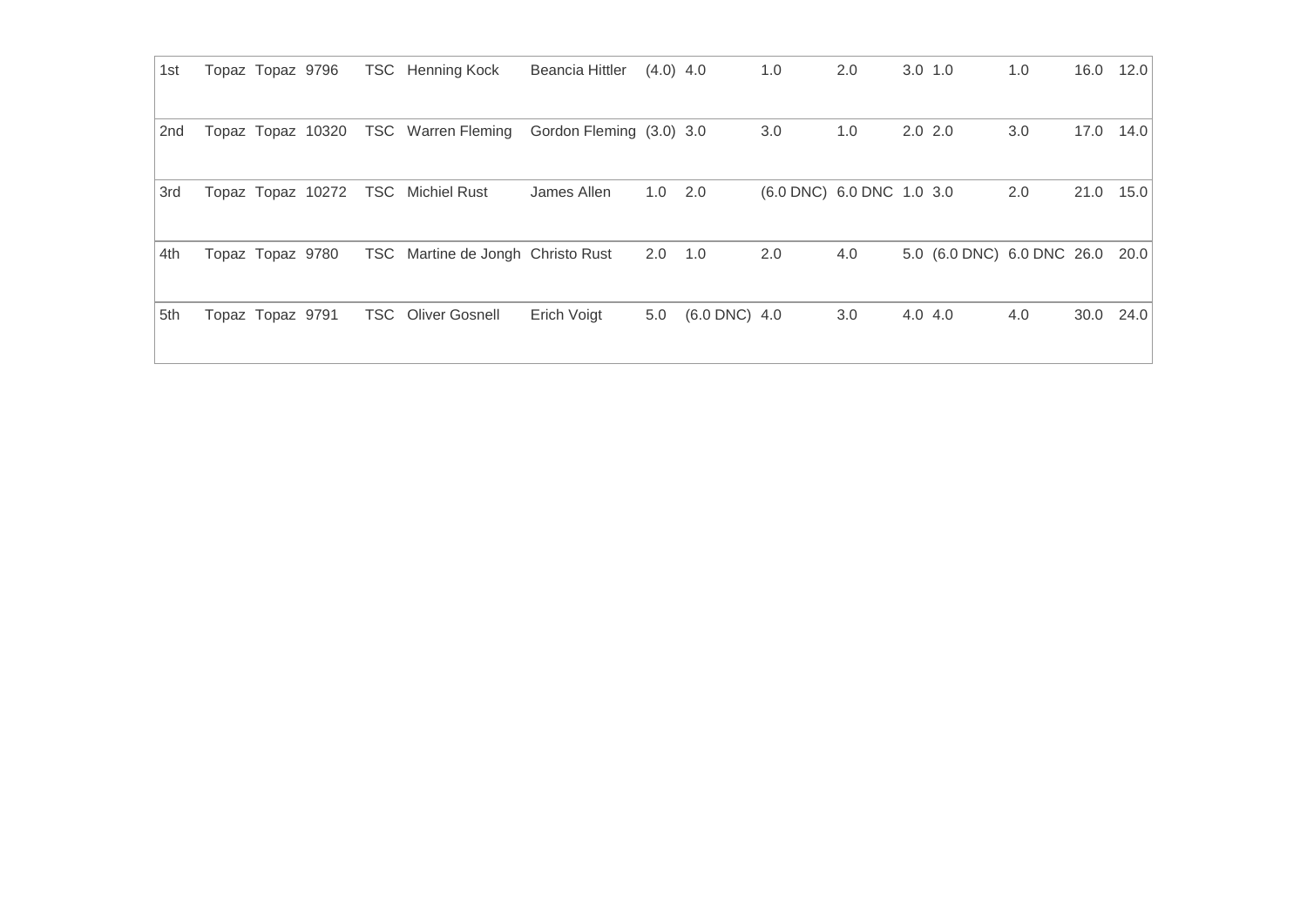| | | | | | | | | | | | | | | | |
|---|---|---|---|---|---|---|---|---|---|---|---|---|---|---|---|
| 1st | Topaz | Topaz | 9796 | TSC | Henning Kock | Beancia Hittler | (4.0) | 4.0 | 1.0 | 2.0 | 3.0 | 1.0 | 1.0 | 16.0 | 12.0 |
| 2nd | Topaz | Topaz | 10320 | TSC | Warren Fleming | Gordon Fleming | (3.0) | 3.0 | 3.0 | 1.0 | 2.0 | 2.0 | 3.0 | 17.0 | 14.0 |
| 3rd | Topaz | Topaz | 10272 | TSC | Michiel Rust | James Allen | 1.0 | 2.0 | (6.0 DNC) | 6.0 DNC | 1.0 | 3.0 | 2.0 | 21.0 | 15.0 |
| 4th | Topaz | Topaz | 9780 | TSC | Martine de Jongh | Christo Rust | 2.0 | 1.0 | 2.0 | 4.0 | 5.0 | (6.0 DNC) | 6.0 DNC | 26.0 | 20.0 |
| 5th | Topaz | Topaz | 9791 | TSC | Oliver Gosnell | Erich Voigt | 5.0 | (6.0 DNC) | 4.0 | 3.0 | 4.0 | 4.0 | 4.0 | 30.0 | 24.0 |